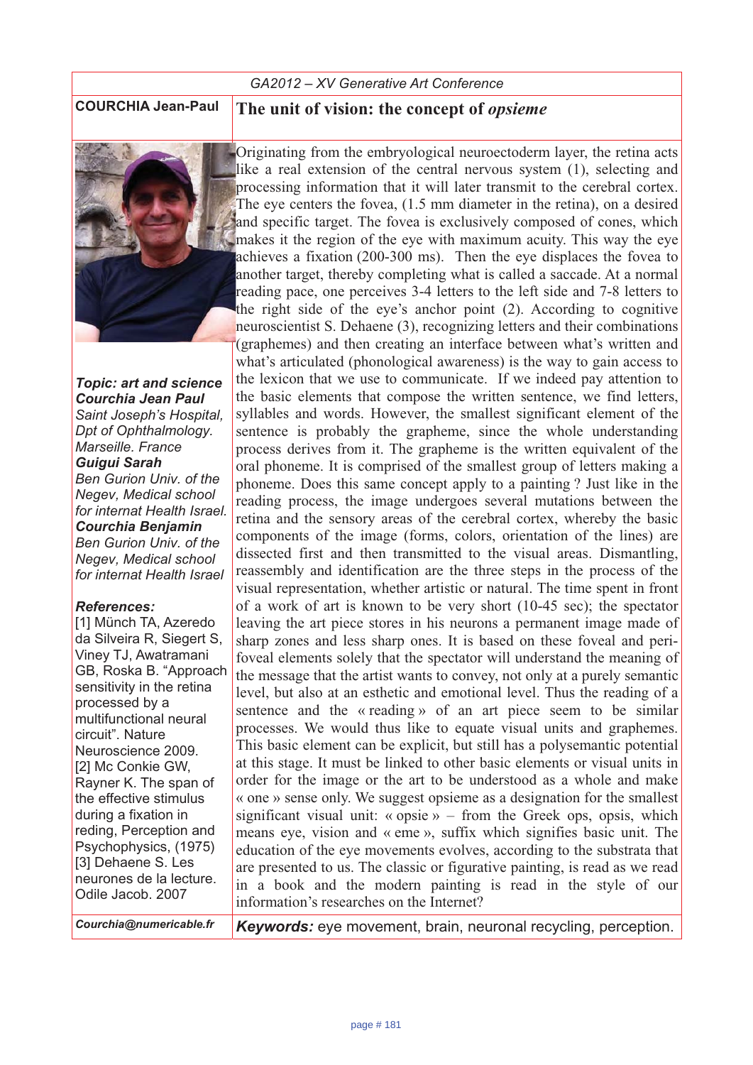**COURCHIA Jean-Paul**

# The unit of vision: the concept of *opsieme*

Originating from the embryological neuroectoderm layer, the retina acts like a real extension of the central nervous system (1), selecting and processing information that it will later transmit to the cerebral cortex. The eye centers the fovea, (1.5 mm diameter in the retina), on a desired and specific target. The fovea is exclusively composed of cones, which makes it the region of the eye with maximum acuity. This way the eye achieves a fixation (200-300 ms). Then the eye displaces the fovea to another target, thereby completing what is called a saccade. At a normal reading pace, one perceives 3-4 letters to the left side and 7-8 letters to the right side of the eye's anchor point (2). According to cognitive neuroscientist S. Dehaene (3), recognizing letters and their combinations (graphemes) and then creating an interface between what's written and what's articulated (phonological awareness) is the way to gain access to the lexicon that we use to communicate. If we indeed pay attention to the basic elements that compose the written sentence, we find letters, syllables and words. However, the smallest significant element of the sentence is probably the grapheme, since the whole understanding process derives from it. The grapheme is the written equivalent of the oral phoneme. It is comprised of the smallest group of letters making a phoneme. Does this same concept apply to a painting ? Just like in the reading process, the image undergoes several mutations between the retina and the sensory areas of the cerebral cortex, whereby the basic components of the image (forms, colors, orientation of the lines) are dissected first and then transmitted to the visual areas. Dismantling, reassembly and identification are the three steps in the process of the visual representation, whether artistic or natural. The time spent in front of a work of art is known to be very short (10-45 sec); the spectator leaving the art piece stores in his neurons a permanent image made of sharp zones and less sharp ones. It is based on these foveal and peri-foveal elements solely that the spectator will understand the meaning of the message that the artist wants to convey, not only at a purely semantic level, but also at an esthetic and emotional level. Thus the reading of a sentence and the « reading » of an art piece seem to be similar processes. We would thus like to equate visual units and graphemes. This basic element can be explicit, but still has a polysemantic potential at this stage. It must be linked to other basic elements or visual units in order for the image or the art to be understood as a whole and make « one » sense only. We suggest opsieme as a designation for the smallest significant visual unit: « opsie » – from the Greek ops, opsis, which means eye, vision and « eme », suffix which signifies basic unit. The education of the eye movements evolves, according to the substrata that are presented to us. The classic or figurative painting, is read as we read in a book and the modern painting is read in the style of our information's researches on the Internet?

***Topic: art and science***

***Courchia Jean Paul***
*Saint Joseph's Hospital, Dpt of Ophthalmology. Marseille. France*

***Guigui Sarah***
*Ben Gurion Univ. of the Negev, Medical school for internat Health Israel.*

***Courchia Benjamin***
*Ben Gurion Univ. of the Negev, Medical school for internat Health Israel*

***References:***

[1] Münch TA, Azeredo da Silveira R, Siegert S, Viney TJ, Awatramani GB, Roska B. "Approach sensitivity in the retina processed by a multifunctional neural circuit". Nature Neuroscience 2009.

[2] Mc Conkie GW, Rayner K. The span of the effective stimulus during a fixation in reding, Perception and Psychophysics, (1975)

[3] Dehaene S. Les neurones de la lecture. Odile Jacob. 2007

***Courchia@numericable.fr***

***Keywords:*** eye movement, brain, neuronal recycling, perception.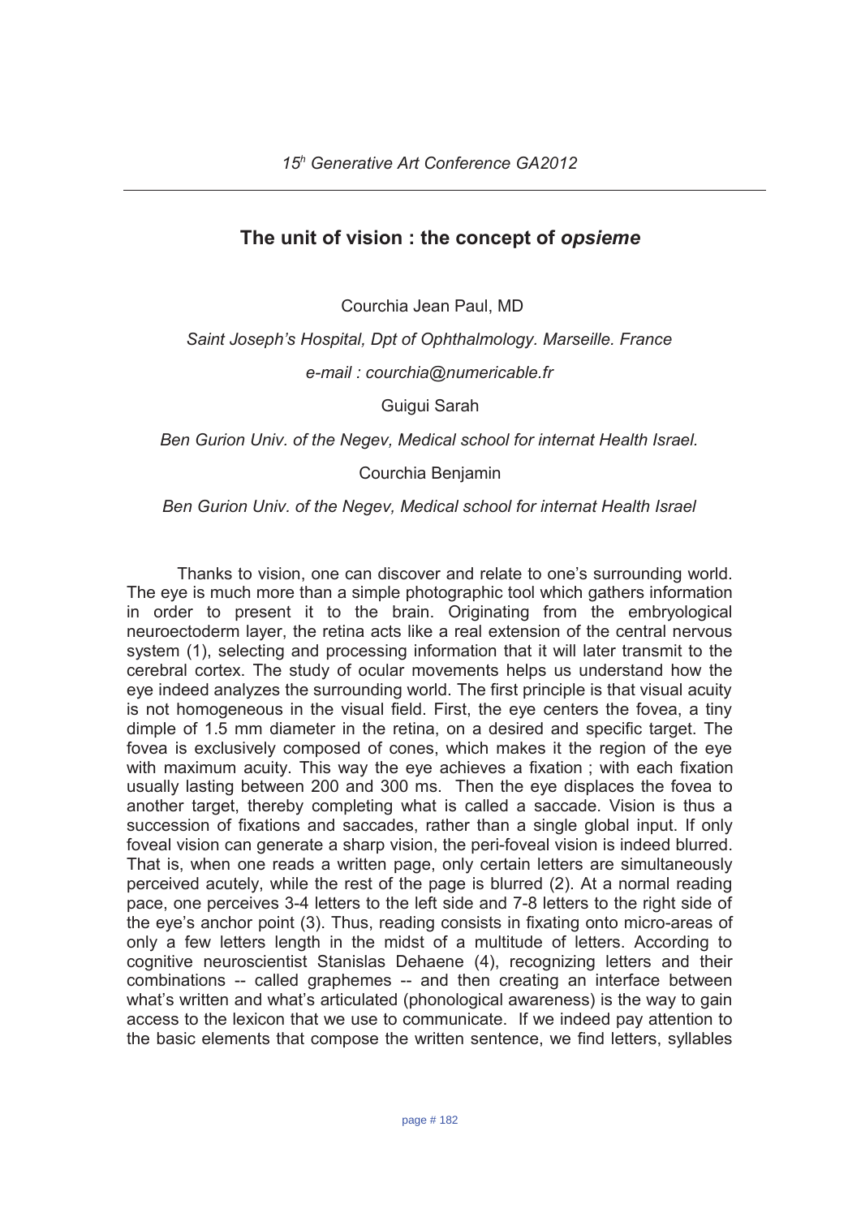## The unit of vision : the concept of *opsieme*

Courchia Jean Paul, MD

*Saint Joseph's Hospital, Dpt of Ophthalmology. Marseille. France*

*e-mail : courchia@numericable.fr*

Guigui Sarah

*Ben Gurion Univ. of the Negev, Medical school for internat Health Israel.*

Courchia Benjamin

*Ben Gurion Univ. of the Negev, Medical school for internat Health Israel*

Thanks to vision, one can discover and relate to one's surrounding world. The eye is much more than a simple photographic tool which gathers information in order to present it to the brain. Originating from the embryological neuroectoderm layer, the retina acts like a real extension of the central nervous system (1), selecting and processing information that it will later transmit to the cerebral cortex. The study of ocular movements helps us understand how the eye indeed analyzes the surrounding world. The first principle is that visual acuity is not homogeneous in the visual field. First, the eye centers the fovea, a tiny dimple of 1.5 mm diameter in the retina, on a desired and specific target. The fovea is exclusively composed of cones, which makes it the region of the eye with maximum acuity. This way the eye achieves a fixation ; with each fixation usually lasting between 200 and 300 ms. Then the eye displaces the fovea to another target, thereby completing what is called a saccade. Vision is thus a succession of fixations and saccades, rather than a single global input. If only foveal vision can generate a sharp vision, the peri-foveal vision is indeed blurred. That is, when one reads a written page, only certain letters are simultaneously perceived acutely, while the rest of the page is blurred (2). At a normal reading pace, one perceives 3-4 letters to the left side and 7-8 letters to the right side of the eye's anchor point (3). Thus, reading consists in fixating onto micro-areas of only a few letters length in the midst of a multitude of letters. According to cognitive neuroscientist Stanislas Dehaene (4), recognizing letters and their combinations -- called graphemes -- and then creating an interface between what's written and what's articulated (phonological awareness) is the way to gain access to the lexicon that we use to communicate. If we indeed pay attention to the basic elements that compose the written sentence, we find letters, syllables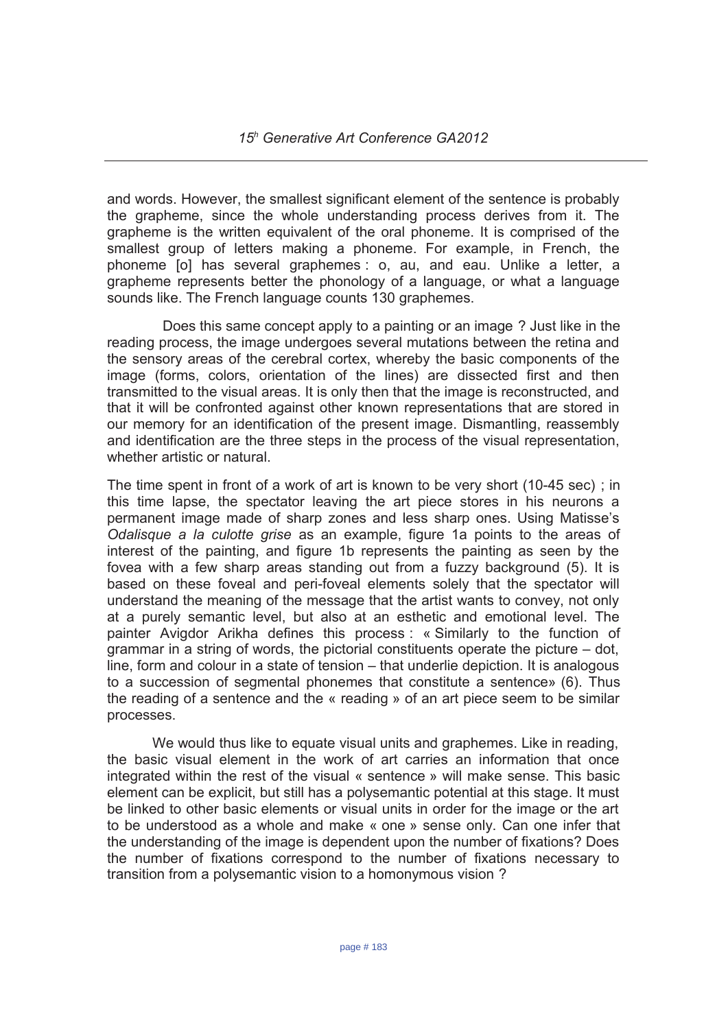and words. However, the smallest significant element of the sentence is probably the grapheme, since the whole understanding process derives from it. The grapheme is the written equivalent of the oral phoneme. It is comprised of the smallest group of letters making a phoneme. For example, in French, the phoneme [o] has several graphemes : o, au, and eau. Unlike a letter, a grapheme represents better the phonology of a language, or what a language sounds like. The French language counts 130 graphemes.

Does this same concept apply to a painting or an image ? Just like in the reading process, the image undergoes several mutations between the retina and the sensory areas of the cerebral cortex, whereby the basic components of the image (forms, colors, orientation of the lines) are dissected first and then transmitted to the visual areas. It is only then that the image is reconstructed, and that it will be confronted against other known representations that are stored in our memory for an identification of the present image. Dismantling, reassembly and identification are the three steps in the process of the visual representation, whether artistic or natural.

The time spent in front of a work of art is known to be very short (10-45 sec) ; in this time lapse, the spectator leaving the art piece stores in his neurons a permanent image made of sharp zones and less sharp ones. Using Matisse's *Odalisque a la culotte grise* as an example, figure 1a points to the areas of interest of the painting, and figure 1b represents the painting as seen by the fovea with a few sharp areas standing out from a fuzzy background (5). It is based on these foveal and peri-foveal elements solely that the spectator will understand the meaning of the message that the artist wants to convey, not only at a purely semantic level, but also at an esthetic and emotional level. The painter Avigdor Arikha defines this process : « Similarly to the function of grammar in a string of words, the pictorial constituents operate the picture – dot, line, form and colour in a state of tension – that underlie depiction. It is analogous to a succession of segmental phonemes that constitute a sentence» (6). Thus the reading of a sentence and the « reading » of an art piece seem to be similar processes.

We would thus like to equate visual units and graphemes. Like in reading, the basic visual element in the work of art carries an information that once integrated within the rest of the visual « sentence » will make sense. This basic element can be explicit, but still has a polysemantic potential at this stage. It must be linked to other basic elements or visual units in order for the image or the art to be understood as a whole and make « one » sense only. Can one infer that the understanding of the image is dependent upon the number of fixations? Does the number of fixations correspond to the number of fixations necessary to transition from a polysemantic vision to a homonymous vision ?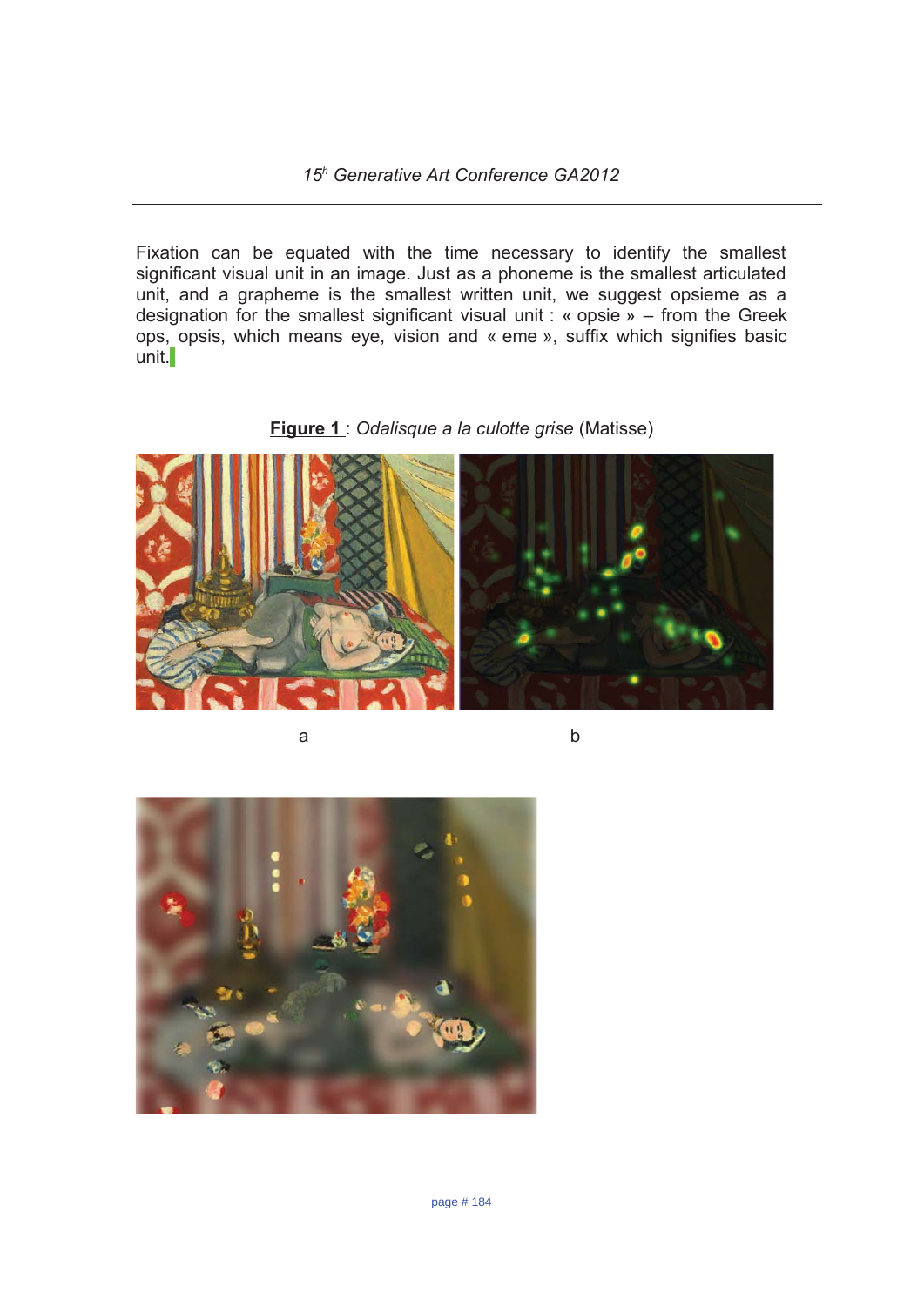Fixation can be equated with the time necessary to identify the smallest significant visual unit in an image. Just as a phoneme is the smallest articulated unit, and a grapheme is the smallest written unit, we suggest opsieme as a designation for the smallest significant visual unit : « opsie » – from the Greek ops, opsis, which means eye, vision and « eme », suffix which signifies basic unit.

**Figure 1** : *Odalisque a la culotte grise* (Matisse)

a b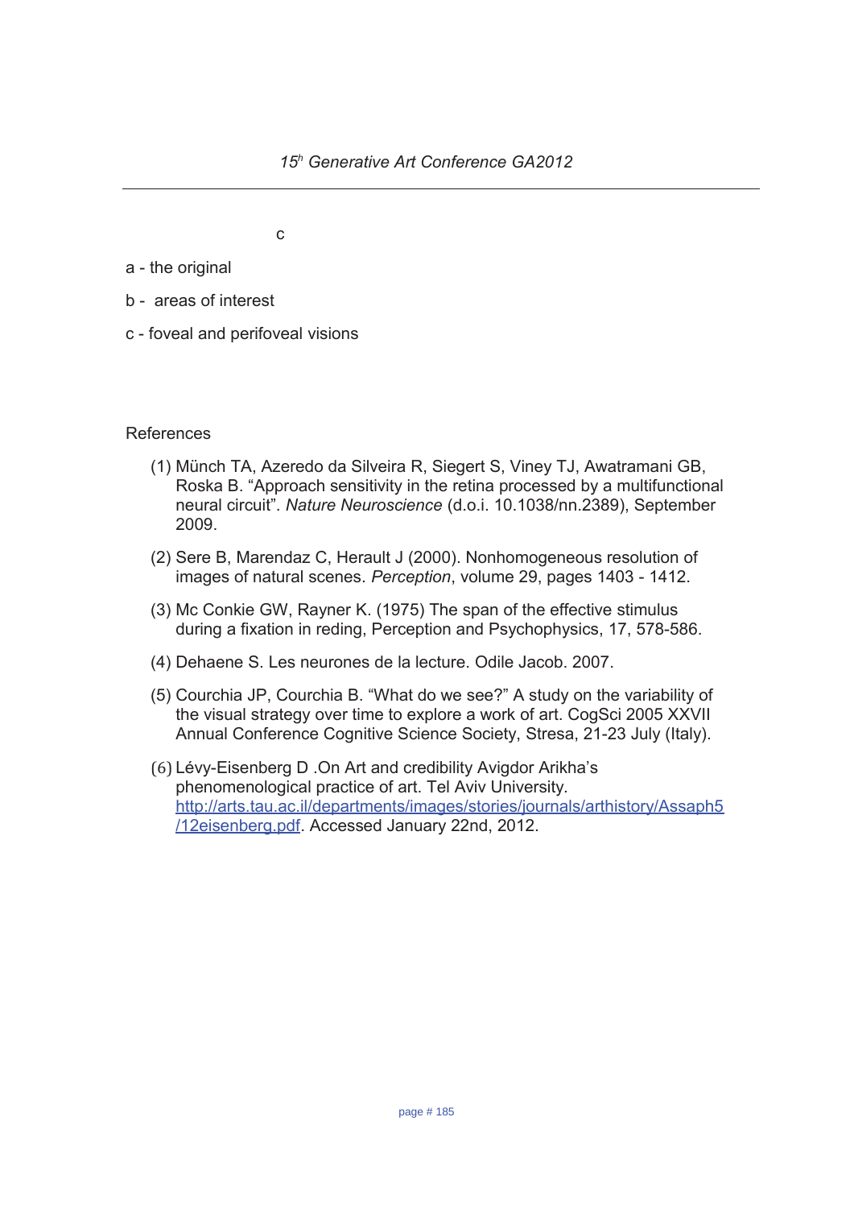c

a - the original

b - areas of interest

c - foveal and perifoveal visions

References

(1) Münch TA, Azeredo da Silveira R, Siegert S, Viney TJ, Awatramani GB, Roska B. “Approach sensitivity in the retina processed by a multifunctional neural circuit”. *Nature Neuroscience* (d.o.i. 10.1038/nn.2389), September 2009.

(2) Sere B, Marendaz C, Herault J (2000). Nonhomogeneous resolution of images of natural scenes. *Perception*, volume 29, pages 1403 - 1412.

(3) Mc Conkie GW, Rayner K. (1975) The span of the effective stimulus during a fixation in reding, Perception and Psychophysics, 17, 578-586.

(4) Dehaene S. Les neurones de la lecture. Odile Jacob. 2007.

(5) Courchia JP, Courchia B. “What do we see?” A study on the variability of the visual strategy over time to explore a work of art. CogSci 2005 XXVII Annual Conference Cognitive Science Society, Stresa, 21-23 July (Italy).

(6) Lévy-Eisenberg D .On Art and credibility Avigdor Arikha’s phenomenological practice of art. Tel Aviv University. [http://arts.tau.ac.il/departments/images/stories/journals/arthistory/Assaph5/12eisenberg.pdf](http://arts.tau.ac.il/departments/images/stories/journals/arthistory/Assaph5/12eisenberg.pdf). Accessed January 22nd, 2012.